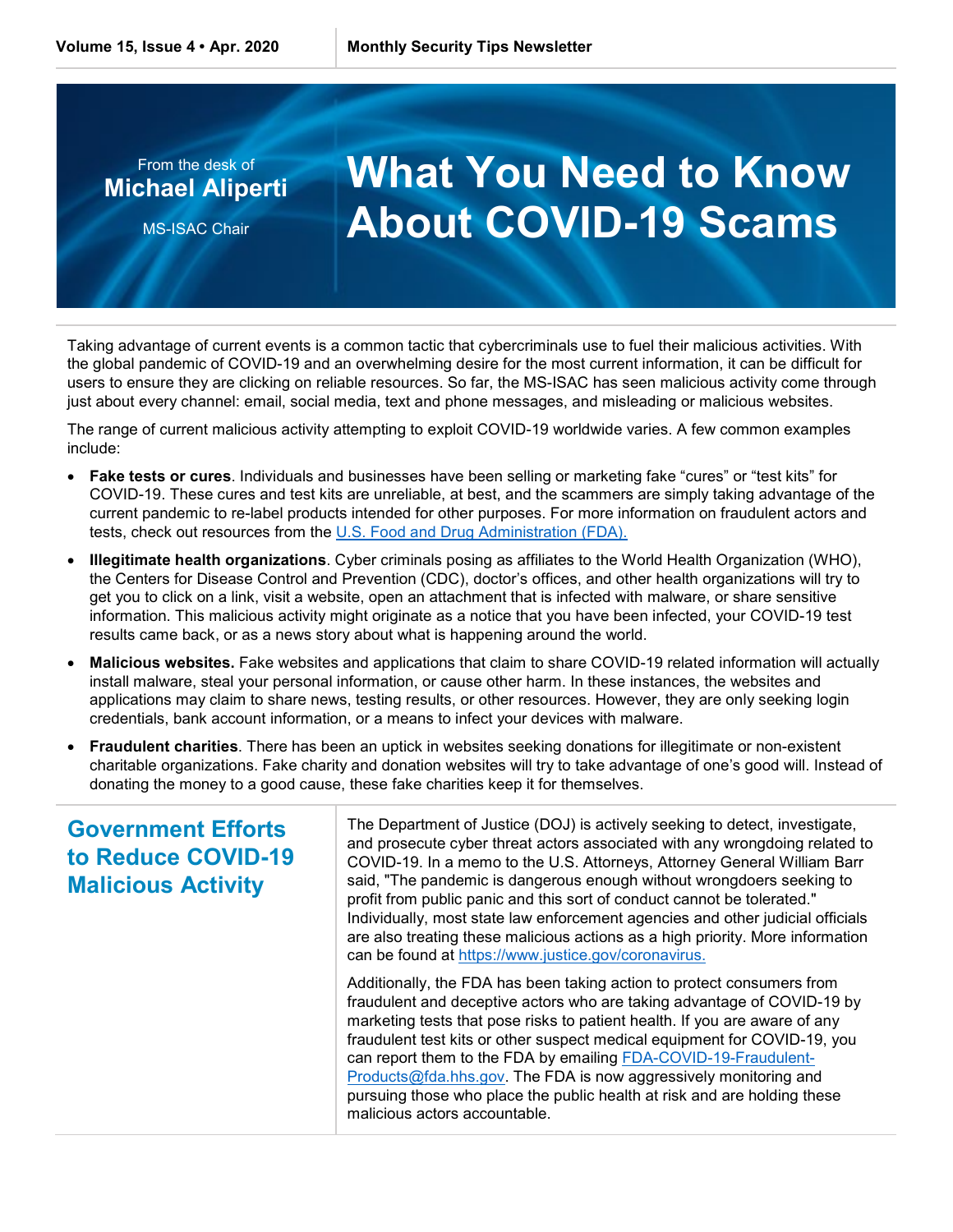From the desk of
**Michael Aliperti**
MS-ISAC Chair

# What You Need to Know About COVID-19 Scams

Taking advantage of current events is a common tactic that cybercriminals use to fuel their malicious activities. With the global pandemic of COVID-19 and an overwhelming desire for the most current information, it can be difficult for users to ensure they are clicking on reliable resources. So far, the MS-ISAC has seen malicious activity come through just about every channel: email, social media, text and phone messages, and misleading or malicious websites.

The range of current malicious activity attempting to exploit COVID-19 worldwide varies. A few common examples include:

- **Fake tests or cures**. Individuals and businesses have been selling or marketing fake "cures" or "test kits" for COVID-19. These cures and test kits are unreliable, at best, and the scammers are simply taking advantage of the current pandemic to re-label products intended for other purposes. For more information on fraudulent actors and tests, check out resources from the U.S. Food and Drug Administration (FDA).
- **Illegitimate health organizations**. Cyber criminals posing as affiliates to the World Health Organization (WHO), the Centers for Disease Control and Prevention (CDC), doctor's offices, and other health organizations will try to get you to click on a link, visit a website, open an attachment that is infected with malware, or share sensitive information. This malicious activity might originate as a notice that you have been infected, your COVID-19 test results came back, or as a news story about what is happening around the world.
- **Malicious websites.** Fake websites and applications that claim to share COVID-19 related information will actually install malware, steal your personal information, or cause other harm. In these instances, the websites and applications may claim to share news, testing results, or other resources. However, they are only seeking login credentials, bank account information, or a means to infect your devices with malware.
- **Fraudulent charities**. There has been an uptick in websites seeking donations for illegitimate or non-existent charitable organizations. Fake charity and donation websites will try to take advantage of one's good will. Instead of donating the money to a good cause, these fake charities keep it for themselves.

## Government Efforts to Reduce COVID-19 Malicious Activity

The Department of Justice (DOJ) is actively seeking to detect, investigate, and prosecute cyber threat actors associated with any wrongdoing related to COVID-19. In a memo to the U.S. Attorneys, Attorney General William Barr said, "The pandemic is dangerous enough without wrongdoers seeking to profit from public panic and this sort of conduct cannot be tolerated." Individually, most state law enforcement agencies and other judicial officials are also treating these malicious actions as a high priority. More information can be found at https://www.justice.gov/coronavirus.

Additionally, the FDA has been taking action to protect consumers from fraudulent and deceptive actors who are taking advantage of COVID-19 by marketing tests that pose risks to patient health. If you are aware of any fraudulent test kits or other suspect medical equipment for COVID-19, you can report them to the FDA by emailing FDA-COVID-19-Fraudulent-Products@fda.hhs.gov. The FDA is now aggressively monitoring and pursuing those who place the public health at risk and are holding these malicious actors accountable.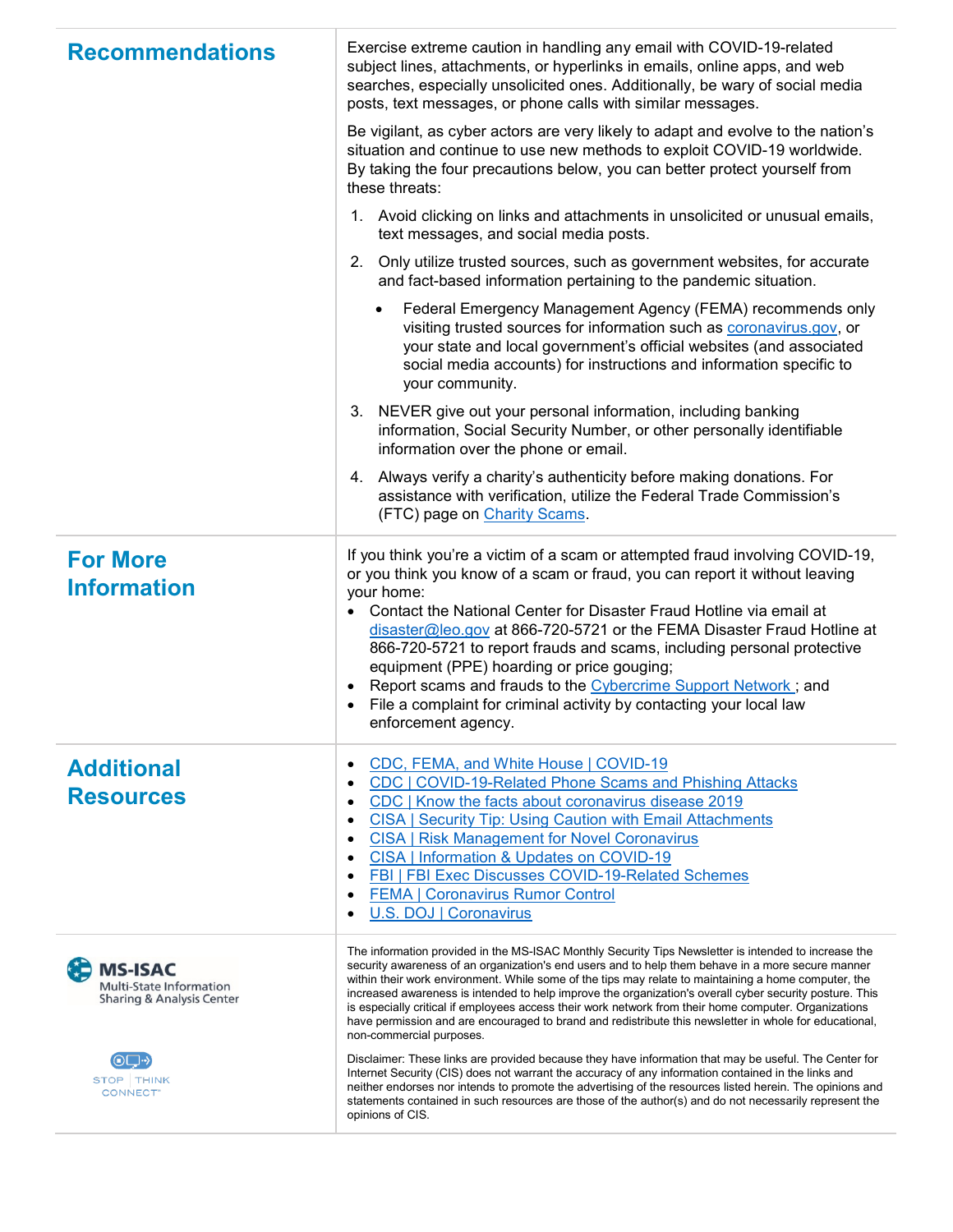## Recommendations

Exercise extreme caution in handling any email with COVID-19-related subject lines, attachments, or hyperlinks in emails, online apps, and web searches, especially unsolicited ones. Additionally, be wary of social media posts, text messages, or phone calls with similar messages.

Be vigilant, as cyber actors are very likely to adapt and evolve to the nation's situation and continue to use new methods to exploit COVID-19 worldwide. By taking the four precautions below, you can better protect yourself from these threats:

1. Avoid clicking on links and attachments in unsolicited or unusual emails, text messages, and social media posts.
2. Only utilize trusted sources, such as government websites, for accurate and fact-based information pertaining to the pandemic situation.
   - Federal Emergency Management Agency (FEMA) recommends only visiting trusted sources for information such as coronavirus.gov, or your state and local government's official websites (and associated social media accounts) for instructions and information specific to your community.
3. NEVER give out your personal information, including banking information, Social Security Number, or other personally identifiable information over the phone or email.
4. Always verify a charity's authenticity before making donations. For assistance with verification, utilize the Federal Trade Commission's (FTC) page on Charity Scams.

## For More Information

If you think you're a victim of a scam or attempted fraud involving COVID-19, or you think you know of a scam or fraud, you can report it without leaving your home:

- Contact the National Center for Disaster Fraud Hotline via email at disaster@leo.gov at 866-720-5721 or the FEMA Disaster Fraud Hotline at 866-720-5721 to report frauds and scams, including personal protective equipment (PPE) hoarding or price gouging;
- Report scams and frauds to the Cybercrime Support Network ; and
- File a complaint for criminal activity by contacting your local law enforcement agency.

## Additional Resources

- CDC, FEMA, and White House | COVID-19
- CDC | COVID-19-Related Phone Scams and Phishing Attacks
- CDC | Know the facts about coronavirus disease 2019
- CISA | Security Tip: Using Caution with Email Attachments
- CISA | Risk Management for Novel Coronavirus
- CISA | Information & Updates on COVID-19
- FBI | FBI Exec Discusses COVID-19-Related Schemes
- FEMA | Coronavirus Rumor Control
- U.S. DOJ | Coronavirus

MS-ISAC
Multi-State Information Sharing & Analysis Center

STOP | THINK CONNECT™

The information provided in the MS-ISAC Monthly Security Tips Newsletter is intended to increase the security awareness of an organization's end users and to help them behave in a more secure manner within their work environment. While some of the tips may relate to maintaining a home computer, the increased awareness is intended to help improve the organization's overall cyber security posture. This is especially critical if employees access their work network from their home computer. Organizations have permission and are encouraged to brand and redistribute this newsletter in whole for educational, non-commercial purposes.

Disclaimer: These links are provided because they have information that may be useful. The Center for Internet Security (CIS) does not warrant the accuracy of any information contained in the links and neither endorses nor intends to promote the advertising of the resources listed herein. The opinions and statements contained in such resources are those of the author(s) and do not necessarily represent the opinions of CIS.